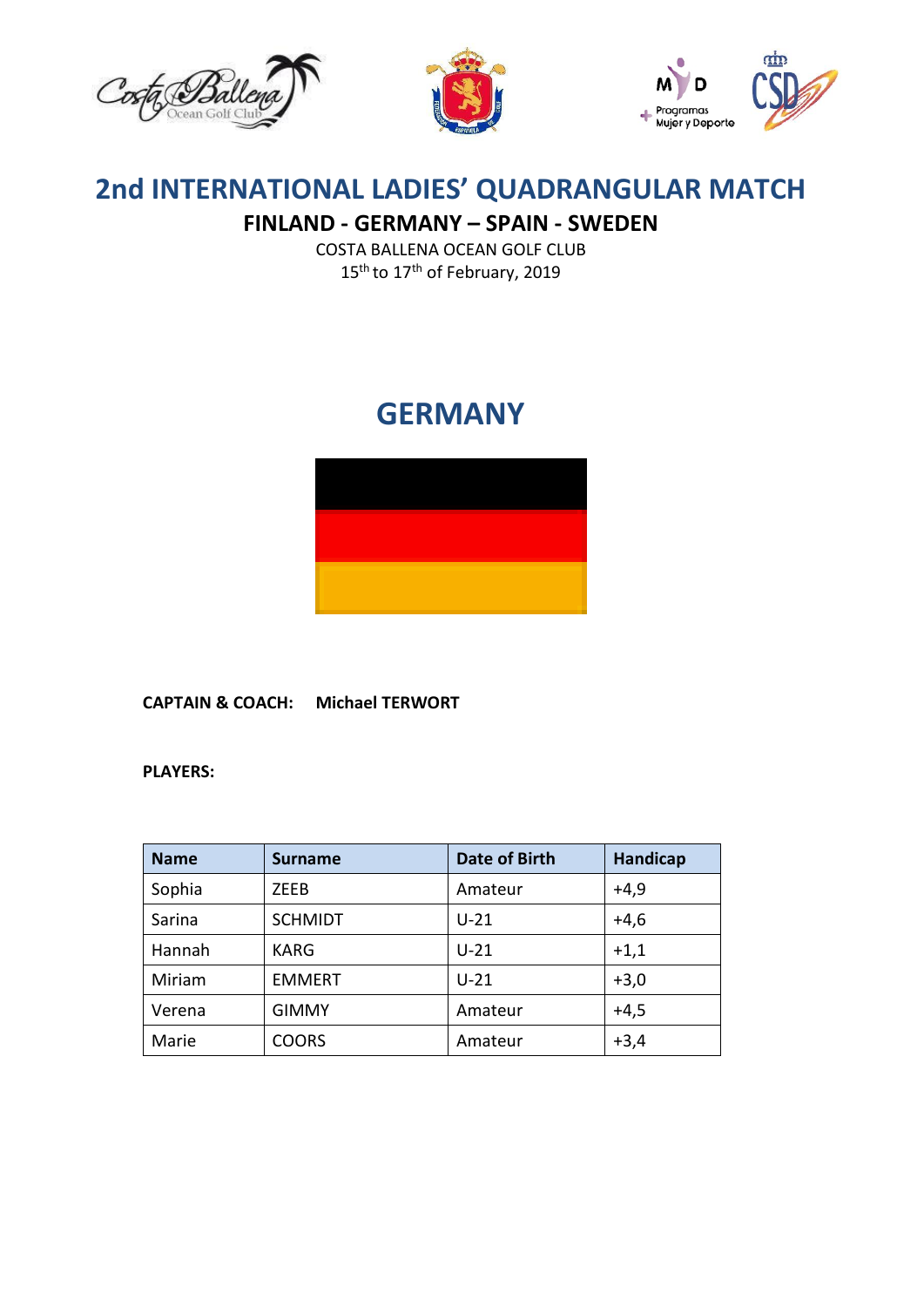# 2nd INTERNATIONAL LADIES' QUADRANGULAR MATCH

**FINLAND - GERMANY – SPAIN - SWEDEN**

COSTA BALLENA OCEAN GOLF CLUB

15th to 17th of February, 2019

## GERMANY

**CAPTAIN & COACH:** **Michael TERWORT**

**PLAYERS:**

| Name | Surname | Date of Birth | Handicap |
|---|---|---|---|
| Sophia | ZEEB | Amateur | +4,9 |
| Sarina | SCHMIDT | U-21 | +4,6 |
| Hannah | KARG | U-21 | +1,1 |
| Miriam | EMMERT | U-21 | +3,0 |
| Verena | GIMMY | Amateur | +4,5 |
| Marie | COORS | Amateur | +3,4 |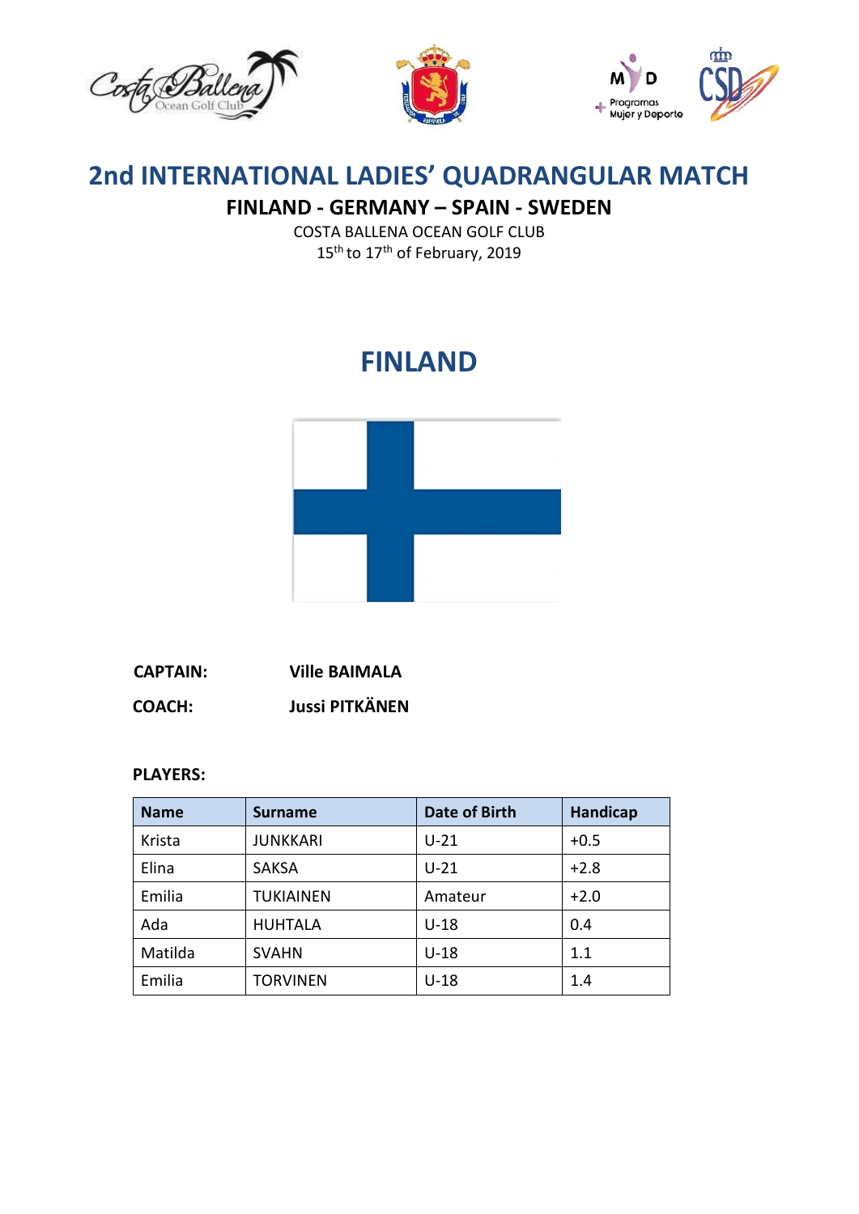# 2nd INTERNATIONAL LADIES' QUADRANGULAR MATCH

**FINLAND - GERMANY – SPAIN - SWEDEN**

COSTA BALLENA OCEAN GOLF CLUB

15th to 17th of February, 2019

## FINLAND

**CAPTAIN:** **Ville BAIMALA**

**COACH:** **Jussi PITKÄNEN**

**PLAYERS:**

| Name | Surname | Date of Birth | Handicap |
|---|---|---|---|
| Krista | JUNKKARI | U-21 | +0.5 |
| Elina | SAKSA | U-21 | +2.8 |
| Emilia | TUKIAINEN | Amateur | +2.0 |
| Ada | HUHTALA | U-18 | 0.4 |
| Matilda | SVAHN | U-18 | 1.1 |
| Emilia | TORVINEN | U-18 | 1.4 |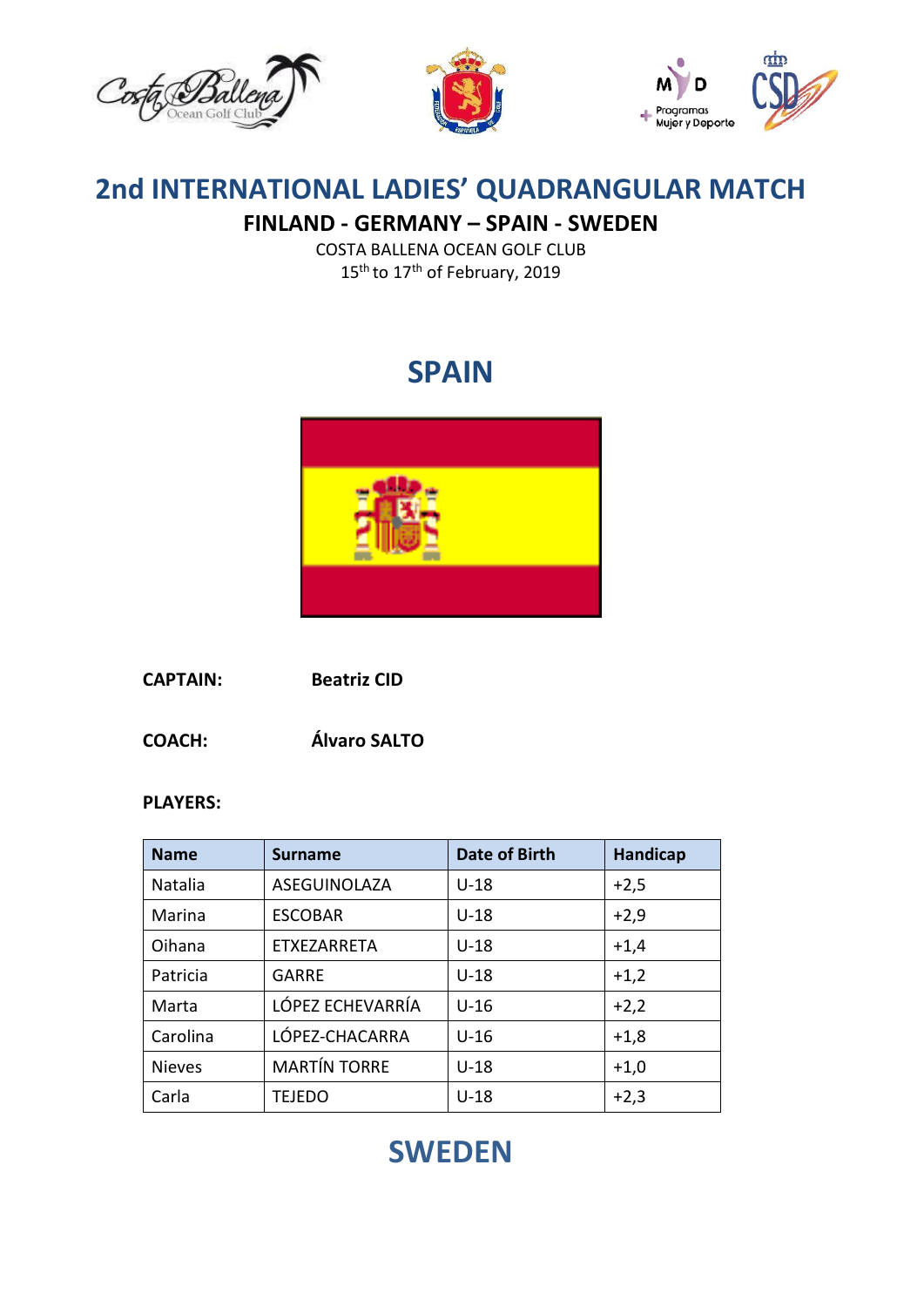# 2nd INTERNATIONAL LADIES' QUADRANGULAR MATCH

**FINLAND - GERMANY – SPAIN - SWEDEN**

COSTA BALLENA OCEAN GOLF CLUB

15th to 17th of February, 2019

## SPAIN

**CAPTAIN:** **Beatriz CID**

**COACH:** **Álvaro SALTO**

**PLAYERS:**

| Name | Surname | Date of Birth | Handicap |
|---|---|---|---|
| Natalia | ASEGUINOLAZA | U-18 | +2,5 |
| Marina | ESCOBAR | U-18 | +2,9 |
| Oihana | ETXEZARRETA | U-18 | +1,4 |
| Patricia | GARRE | U-18 | +1,2 |
| Marta | LÓPEZ ECHEVARRÍA | U-16 | +2,2 |
| Carolina | LÓPEZ-CHACARRA | U-16 | +1,8 |
| Nieves | MARTÍN TORRE | U-18 | +1,0 |
| Carla | TEJEDO | U-18 | +2,3 |

## SWEDEN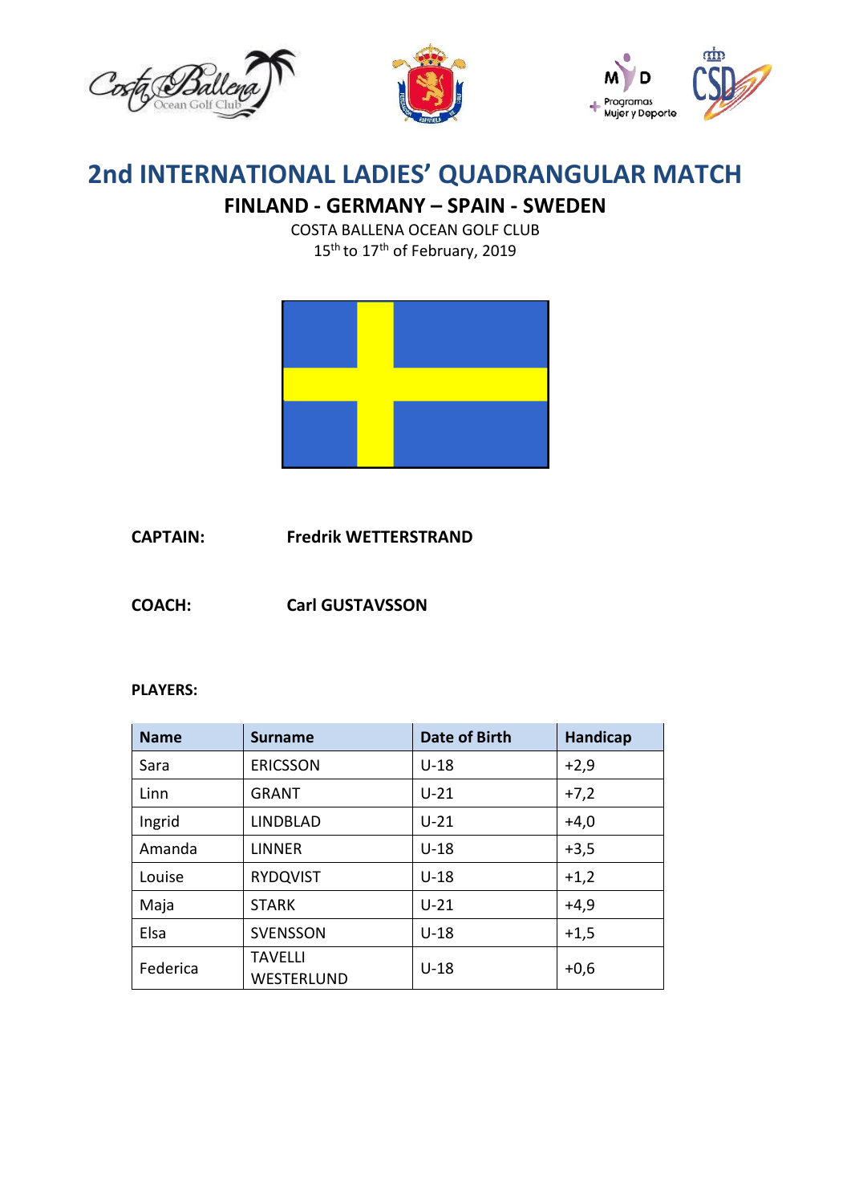# 2nd INTERNATIONAL LADIES' QUADRANGULAR MATCH

## FINLAND - GERMANY – SPAIN - SWEDEN

COSTA BALLENA OCEAN GOLF CLUB
15th to 17th of February, 2019

**CAPTAIN:** **Fredrik WETTERSTRAND**

**COACH:** **Carl GUSTAVSSON**

**PLAYERS:**

| Name | Surname | Date of Birth | Handicap |
|---|---|---|---|
| Sara | ERICSSON | U-18 | +2,9 |
| Linn | GRANT | U-21 | +7,2 |
| Ingrid | LINDBLAD | U-21 | +4,0 |
| Amanda | LINNER | U-18 | +3,5 |
| Louise | RYDQVIST | U-18 | +1,2 |
| Maja | STARK | U-21 | +4,9 |
| Elsa | SVENSSON | U-18 | +1,5 |
| Federica | TAVELLI WESTERLUND | U-18 | +0,6 |